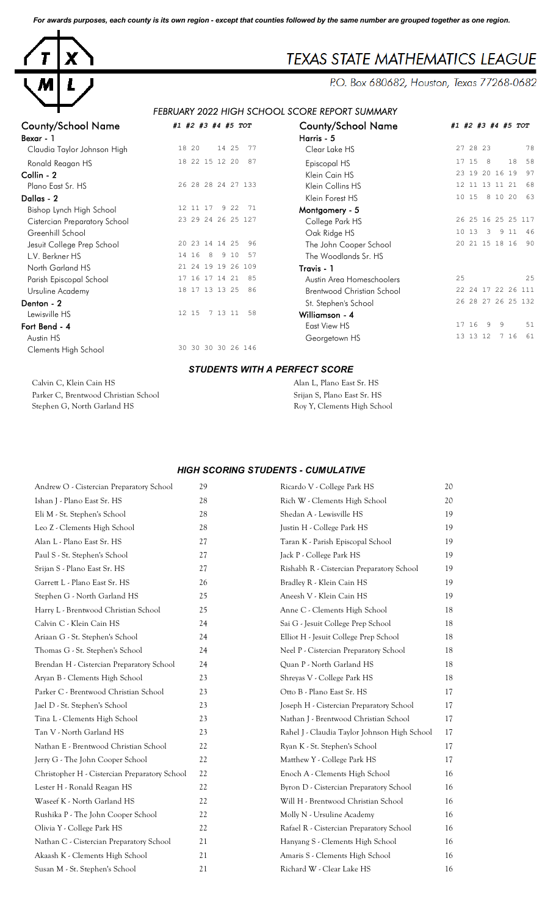*For awards purposes, each county is its own region - except that counties followed by the same number are grouped together as one region.*

# TEXAS STATE MATHEMATICS LEAGUE

P.O. Box 680682, Houston, Texas 77268-0682

## *FEBRUARY 2022 HIGH SCHOOL SCORE REPORT SUMMARY*

| County/School Name | #1 | #2 | #3 | #4 | #5 | TOT |
|---|---|---|---|---|---|---|
| **Bexar - 1** | | | | | | |
| Claudia Taylor Johnson High | 18 | 20 | | 14 | 25 | 77 |
| Ronald Reagan HS | 18 | 22 | 15 | 12 | 20 | 87 |
| **Collin - 2** | | | | | | |
| Plano East Sr. HS | 26 | 28 | 28 | 24 | 27 | 133 |
| **Dallas - 2** | | | | | | |
| Bishop Lynch High School | 12 | 11 | 17 | 9 | 22 | 71 |
| Cistercian Preparatory School | 23 | 29 | 24 | 26 | 25 | 127 |
| Greenhill School | | | | | | |
| Jesuit College Prep School | 20 | 23 | 14 | 14 | 25 | 96 |
| L.V. Berkner HS | 14 | 16 | 8 | 9 | 10 | 57 |
| North Garland HS | 21 | 24 | 19 | 19 | 26 | 109 |
| Parish Episcopal School | 17 | 16 | 17 | 14 | 21 | 85 |
| Ursuline Academy | 18 | 17 | 13 | 13 | 25 | 86 |
| **Denton - 2** | | | | | | |
| Lewisville HS | 12 | 15 | 7 | 13 | 11 | 58 |
| **Fort Bend - 4** | | | | | | |
| Austin HS | | | | | | |
| Clements High School | 30 | 30 | 30 | 30 | 26 | 146 |
| **Harris - 5** | | | | | | |
| Clear Lake HS | 27 | 28 | 23 | | | 78 |
| Episcopal HS | 17 | 15 | 8 | | 18 | 58 |
| Klein Cain HS | 23 | 19 | 20 | 16 | 19 | 97 |
| Klein Collins HS | 12 | 11 | 13 | 11 | 21 | 68 |
| Klein Forest HS | 10 | 15 | 8 | 10 | 20 | 63 |
| **Montgomery - 5** | | | | | | |
| College Park HS | 26 | 25 | 16 | 25 | 25 | 117 |
| Oak Ridge HS | 10 | 13 | 3 | 9 | 11 | 46 |
| The John Cooper School | 20 | 21 | 15 | 18 | 16 | 90 |
| The Woodlands Sr. HS | | | | | | |
| **Travis - 1** | | | | | | |
| Austin Area Homeschoolers | 25 | | | | | 25 |
| Brentwood Christian School | 22 | 24 | 17 | 22 | 26 | 111 |
| St. Stephen's School | 26 | 28 | 27 | 26 | 25 | 132 |
| **Williamson - 4** | | | | | | |
| East View HS | 17 | 16 | 9 | 9 | | 51 |
| Georgetown HS | 13 | 13 | 12 | 7 | 16 | 61 |

## *STUDENTS WITH A PERFECT SCORE*

- Calvin C, Klein Cain HS
- Parker C, Brentwood Christian School
- Stephen G, North Garland HS
- Alan L, Plano East Sr. HS
- Srijan S, Plano East Sr. HS
- Roy Y, Clements High School

## *HIGH SCORING STUDENTS - CUMULATIVE*

| Student | Score |
|---|---|
| Andrew O - Cistercian Preparatory School | 29 |
| Ishan J - Plano East Sr. HS | 28 |
| Eli M - St. Stephen's School | 28 |
| Leo Z - Clements High School | 28 |
| Alan L - Plano East Sr. HS | 27 |
| Paul S - St. Stephen's School | 27 |
| Srijan S - Plano East Sr. HS | 27 |
| Garrett L - Plano East Sr. HS | 26 |
| Stephen G - North Garland HS | 25 |
| Harry L - Brentwood Christian School | 25 |
| Calvin C - Klein Cain HS | 24 |
| Ariaan G - St. Stephen's School | 24 |
| Thomas G - St. Stephen's School | 24 |
| Brendan H - Cistercian Preparatory School | 24 |
| Aryan B - Clements High School | 23 |
| Parker C - Brentwood Christian School | 23 |
| Jael D - St. Stephen's School | 23 |
| Tina L - Clements High School | 23 |
| Tan V - North Garland HS | 23 |
| Nathan E - Brentwood Christian School | 22 |
| Jerry G - The John Cooper School | 22 |
| Christopher H - Cistercian Preparatory School | 22 |
| Lester H - Ronald Reagan HS | 22 |
| Waseef K - North Garland HS | 22 |
| Rushika P - The John Cooper School | 22 |
| Olivia Y - College Park HS | 22 |
| Nathan C - Cistercian Preparatory School | 21 |
| Akaash K - Clements High School | 21 |
| Susan M - St. Stephen's School | 21 |
| Ricardo V - College Park HS | 20 |
| Rich W - Clements High School | 20 |
| Shedan A - Lewisville HS | 19 |
| Justin H - College Park HS | 19 |
| Taran K - Parish Episcopal School | 19 |
| Jack P - College Park HS | 19 |
| Rishabh R - Cistercian Preparatory School | 19 |
| Bradley R - Klein Cain HS | 19 |
| Aneesh V - Klein Cain HS | 19 |
| Anne C - Clements High School | 18 |
| Sai G - Jesuit College Prep School | 18 |
| Elliot H - Jesuit College Prep School | 18 |
| Neel P - Cistercian Preparatory School | 18 |
| Quan P - North Garland HS | 18 |
| Shreyas V - College Park HS | 18 |
| Otto B - Plano East Sr. HS | 17 |
| Joseph H - Cistercian Preparatory School | 17 |
| Nathan J - Brentwood Christian School | 17 |
| Rahel J - Claudia Taylor Johnson High School | 17 |
| Ryan K - St. Stephen's School | 17 |
| Matthew Y - College Park HS | 17 |
| Enoch A - Clements High School | 16 |
| Byron D - Cistercian Preparatory School | 16 |
| Will H - Brentwood Christian School | 16 |
| Molly N - Ursuline Academy | 16 |
| Rafael R - Cistercian Preparatory School | 16 |
| Hanyang S - Clements High School | 16 |
| Amaris S - Clements High School | 16 |
| Richard W - Clear Lake HS | 16 |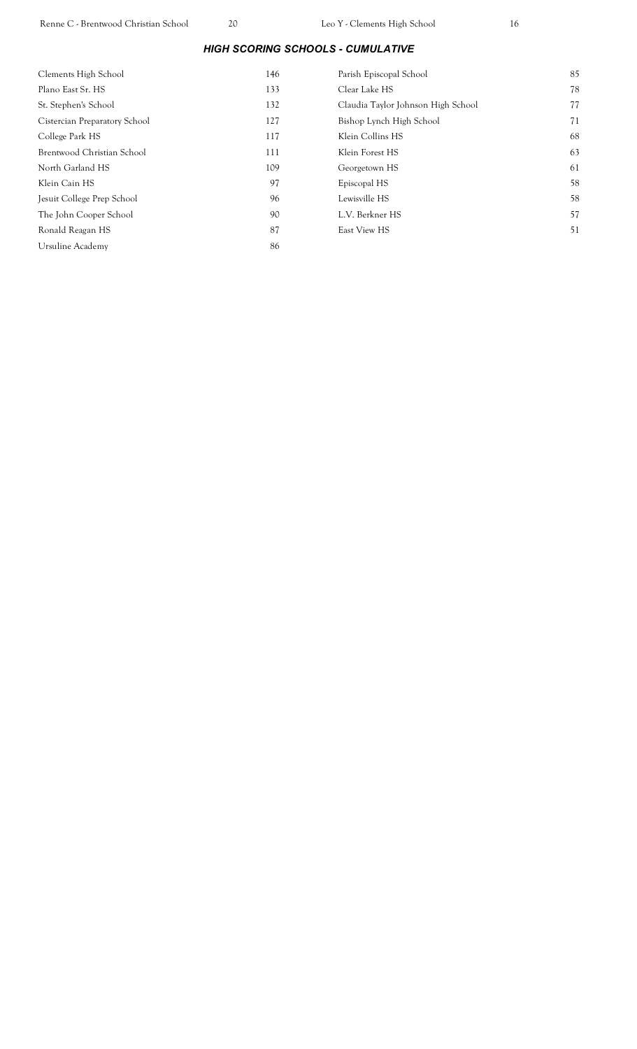| | | | |
|---|---|---|---|
| Renne C - Brentwood Christian School | 20 | Leo Y - Clements High School | 16 |

### *HIGH SCORING SCHOOLS - CUMULATIVE*

| | | | |
|---|---|---|---|
| Clements High School | 146 | Parish Episcopal School | 85 |
| Plano East Sr. HS | 133 | Clear Lake HS | 78 |
| St. Stephen's School | 132 | Claudia Taylor Johnson High School | 77 |
| Cistercian Preparatory School | 127 | Bishop Lynch High School | 71 |
| College Park HS | 117 | Klein Collins HS | 68 |
| Brentwood Christian School | 111 | Klein Forest HS | 63 |
| North Garland HS | 109 | Georgetown HS | 61 |
| Klein Cain HS | 97 | Episcopal HS | 58 |
| Jesuit College Prep School | 96 | Lewisville HS | 58 |
| The John Cooper School | 90 | L.V. Berkner HS | 57 |
| Ronald Reagan HS | 87 | East View HS | 51 |
| Ursuline Academy | 86 | | |